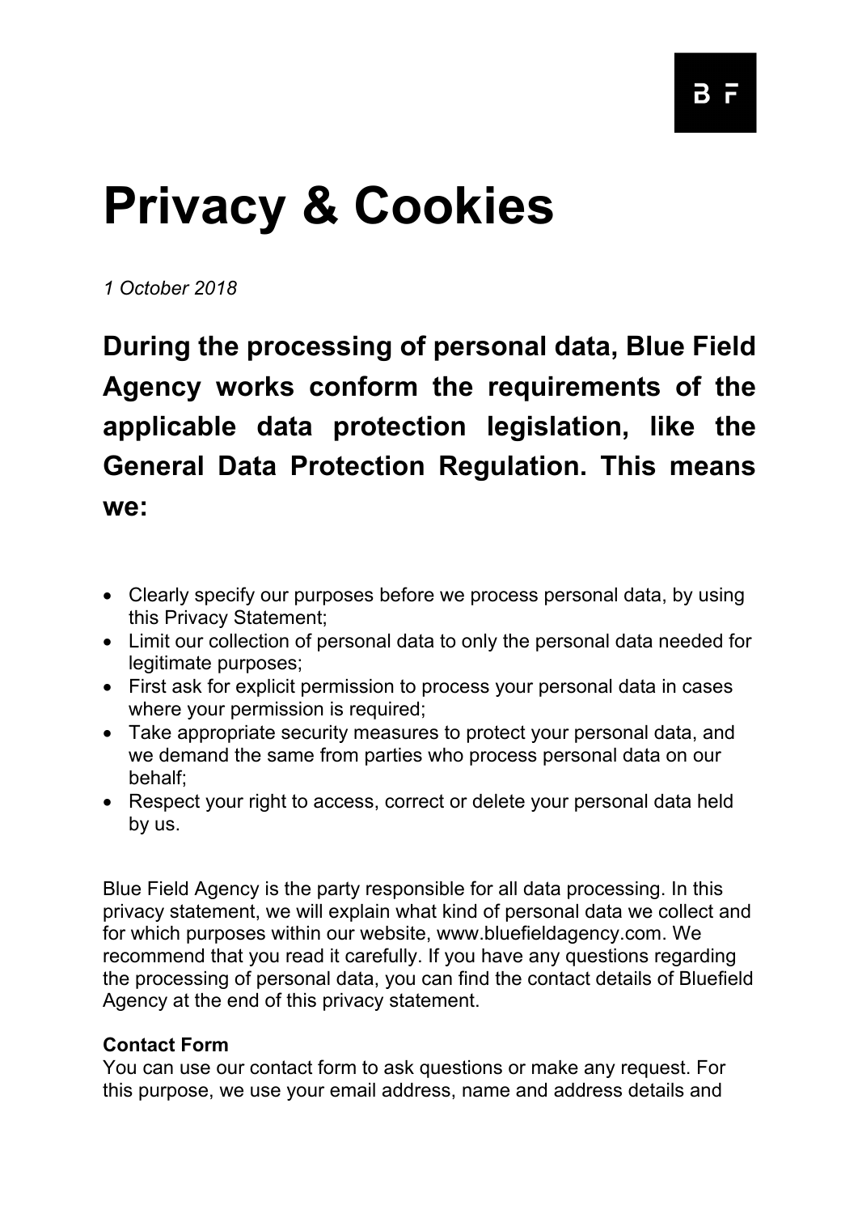# Privacy & Cookies

*1 October 2018*

**During the processing of personal data, Blue Field Agency works conform the requirements of the applicable data protection legislation, like the General Data Protection Regulation. This means we:**

- Clearly specify our purposes before we process personal data, by using this Privacy Statement;
- Limit our collection of personal data to only the personal data needed for legitimate purposes;
- First ask for explicit permission to process your personal data in cases where your permission is required;
- Take appropriate security measures to protect your personal data, and we demand the same from parties who process personal data on our behalf;
- Respect your right to access, correct or delete your personal data held by us.

Blue Field Agency is the party responsible for all data processing. In this privacy statement, we will explain what kind of personal data we collect and for which purposes within our website, www.bluefieldagency.com. We recommend that you read it carefully. If you have any questions regarding the processing of personal data, you can find the contact details of Bluefield Agency at the end of this privacy statement.

**Contact Form**
You can use our contact form to ask questions or make any request. For this purpose, we use your email address, name and address details and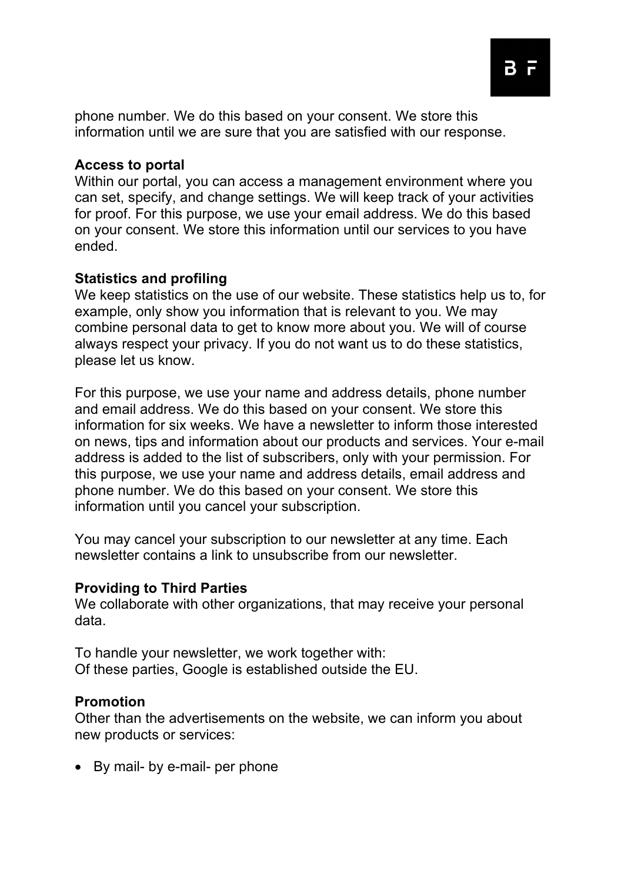phone number. We do this based on your consent. We store this information until we are sure that you are satisfied with our response.

**Access to portal**

Within our portal, you can access a management environment where you can set, specify, and change settings. We will keep track of your activities for proof. For this purpose, we use your email address. We do this based on your consent. We store this information until our services to you have ended.

**Statistics and profiling**

We keep statistics on the use of our website. These statistics help us to, for example, only show you information that is relevant to you. We may combine personal data to get to know more about you. We will of course always respect your privacy. If you do not want us to do these statistics, please let us know.

For this purpose, we use your name and address details, phone number and email address. We do this based on your consent. We store this information for six weeks. We have a newsletter to inform those interested on news, tips and information about our products and services. Your e-mail address is added to the list of subscribers, only with your permission. For this purpose, we use your name and address details, email address and phone number. We do this based on your consent. We store this information until you cancel your subscription.

You may cancel your subscription to our newsletter at any time. Each newsletter contains a link to unsubscribe from our newsletter.

**Providing to Third Parties**

We collaborate with other organizations, that may receive your personal data.

To handle your newsletter, we work together with:
Of these parties, Google is established outside the EU.

**Promotion**

Other than the advertisements on the website, we can inform you about new products or services:

- By mail- by e-mail- per phone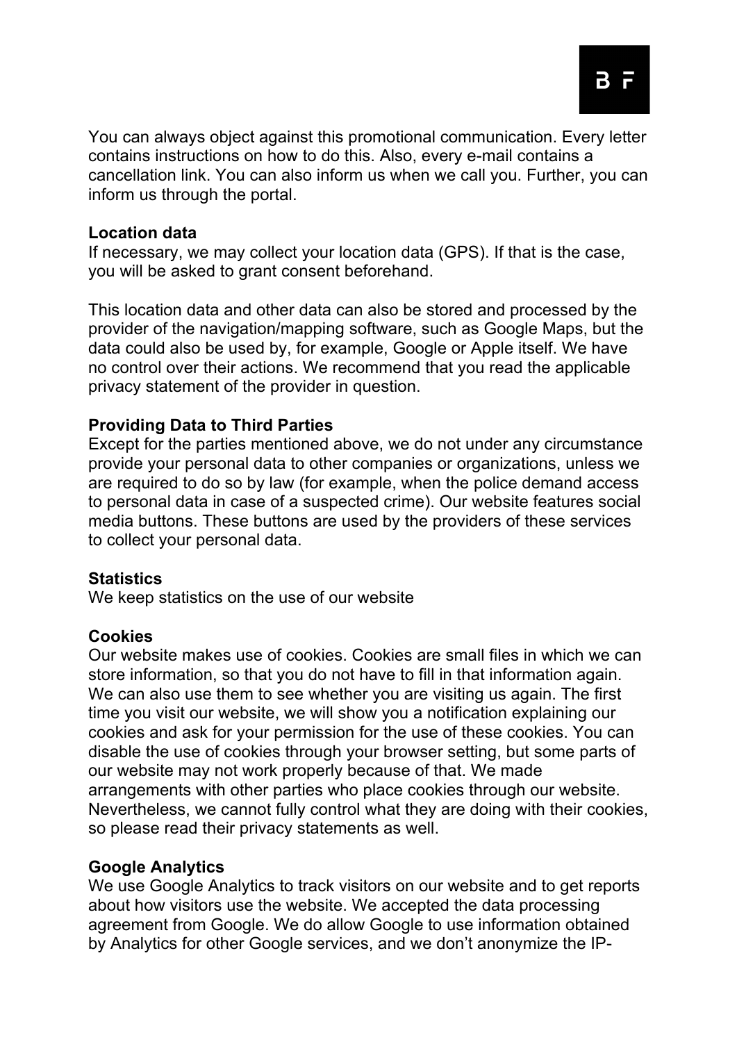You can always object against this promotional communication. Every letter contains instructions on how to do this. Also, every e-mail contains a cancellation link. You can also inform us when we call you. Further, you can inform us through the portal.

**Location data**

If necessary, we may collect your location data (GPS). If that is the case, you will be asked to grant consent beforehand.

This location data and other data can also be stored and processed by the provider of the navigation/mapping software, such as Google Maps, but the data could also be used by, for example, Google or Apple itself. We have no control over their actions. We recommend that you read the applicable privacy statement of the provider in question.

**Providing Data to Third Parties**

Except for the parties mentioned above, we do not under any circumstance provide your personal data to other companies or organizations, unless we are required to do so by law (for example, when the police demand access to personal data in case of a suspected crime). Our website features social media buttons. These buttons are used by the providers of these services to collect your personal data.

**Statistics**

We keep statistics on the use of our website

**Cookies**

Our website makes use of cookies. Cookies are small files in which we can store information, so that you do not have to fill in that information again. We can also use them to see whether you are visiting us again. The first time you visit our website, we will show you a notification explaining our cookies and ask for your permission for the use of these cookies. You can disable the use of cookies through your browser setting, but some parts of our website may not work properly because of that. We made arrangements with other parties who place cookies through our website. Nevertheless, we cannot fully control what they are doing with their cookies, so please read their privacy statements as well.

**Google Analytics**

We use Google Analytics to track visitors on our website and to get reports about how visitors use the website. We accepted the data processing agreement from Google. We do allow Google to use information obtained by Analytics for other Google services, and we don't anonymize the IP-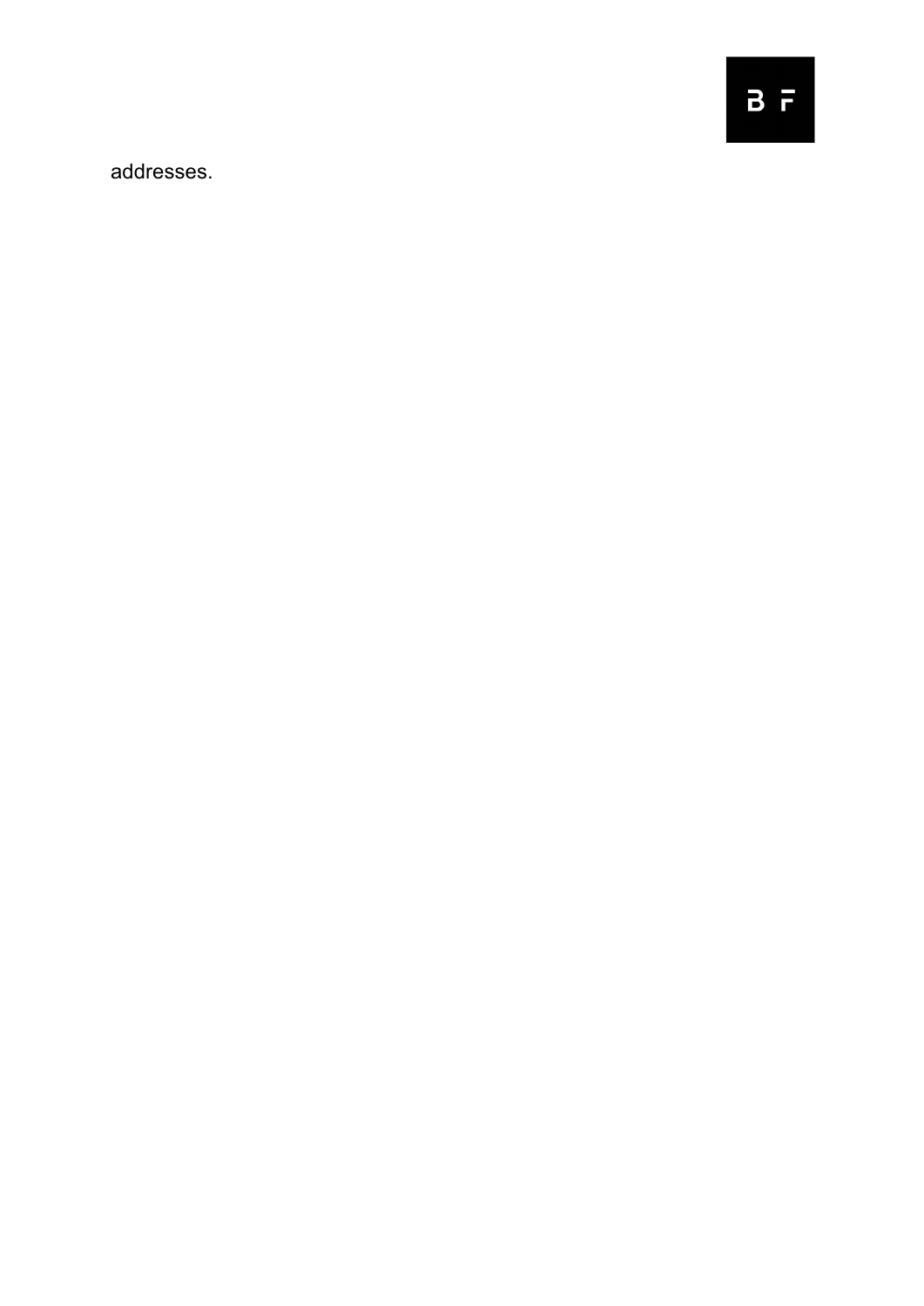addresses.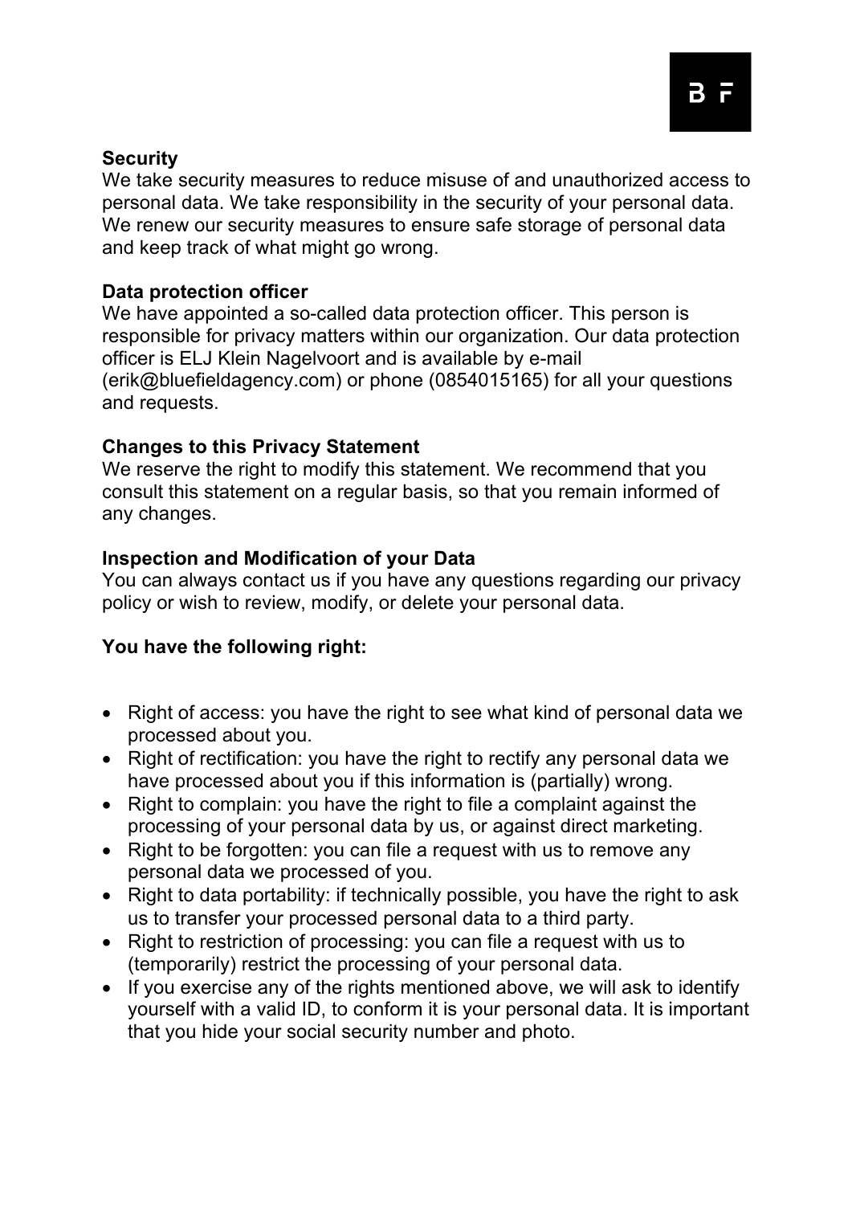**Security**

We take security measures to reduce misuse of and unauthorized access to personal data. We take responsibility in the security of your personal data. We renew our security measures to ensure safe storage of personal data and keep track of what might go wrong.

**Data protection officer**

We have appointed a so-called data protection officer. This person is responsible for privacy matters within our organization. Our data protection officer is ELJ Klein Nagelvoort and is available by e-mail (erik@bluefieldagency.com) or phone (0854015165) for all your questions and requests.

**Changes to this Privacy Statement**

We reserve the right to modify this statement. We recommend that you consult this statement on a regular basis, so that you remain informed of any changes.

**Inspection and Modification of your Data**

You can always contact us if you have any questions regarding our privacy policy or wish to review, modify, or delete your personal data.

**You have the following right:**

- Right of access: you have the right to see what kind of personal data we processed about you.
- Right of rectification: you have the right to rectify any personal data we have processed about you if this information is (partially) wrong.
- Right to complain: you have the right to file a complaint against the processing of your personal data by us, or against direct marketing.
- Right to be forgotten: you can file a request with us to remove any personal data we processed of you.
- Right to data portability: if technically possible, you have the right to ask us to transfer your processed personal data to a third party.
- Right to restriction of processing: you can file a request with us to (temporarily) restrict the processing of your personal data.
- If you exercise any of the rights mentioned above, we will ask to identify yourself with a valid ID, to conform it is your personal data. It is important that you hide your social security number and photo.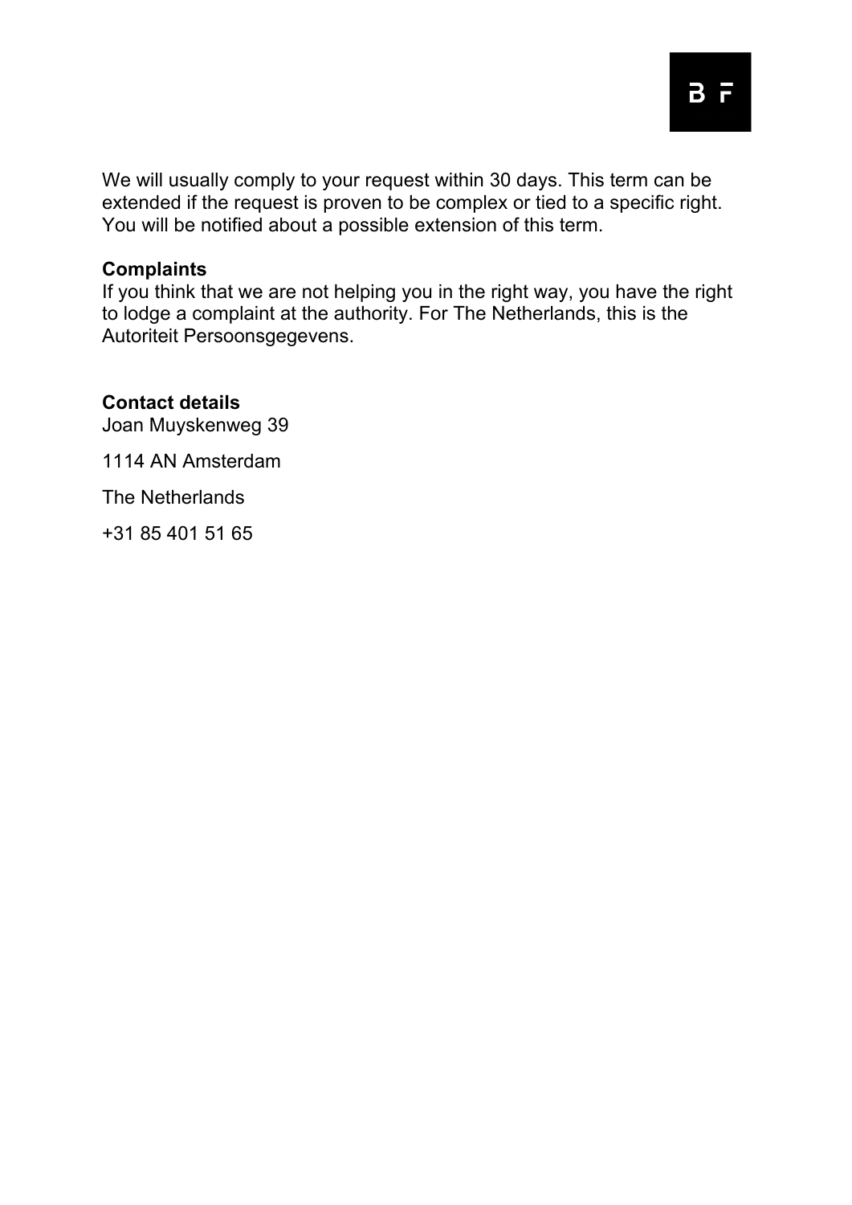We will usually comply to your request within 30 days. This term can be extended if the request is proven to be complex or tied to a specific right. You will be notified about a possible extension of this term.

**Complaints**
If you think that we are not helping you in the right way, you have the right to lodge a complaint at the authority. For The Netherlands, this is the Autoriteit Persoonsgegevens.

**Contact details**
Joan Muyskenweg 39

1114 AN Amsterdam

The Netherlands

+31 85 401 51 65